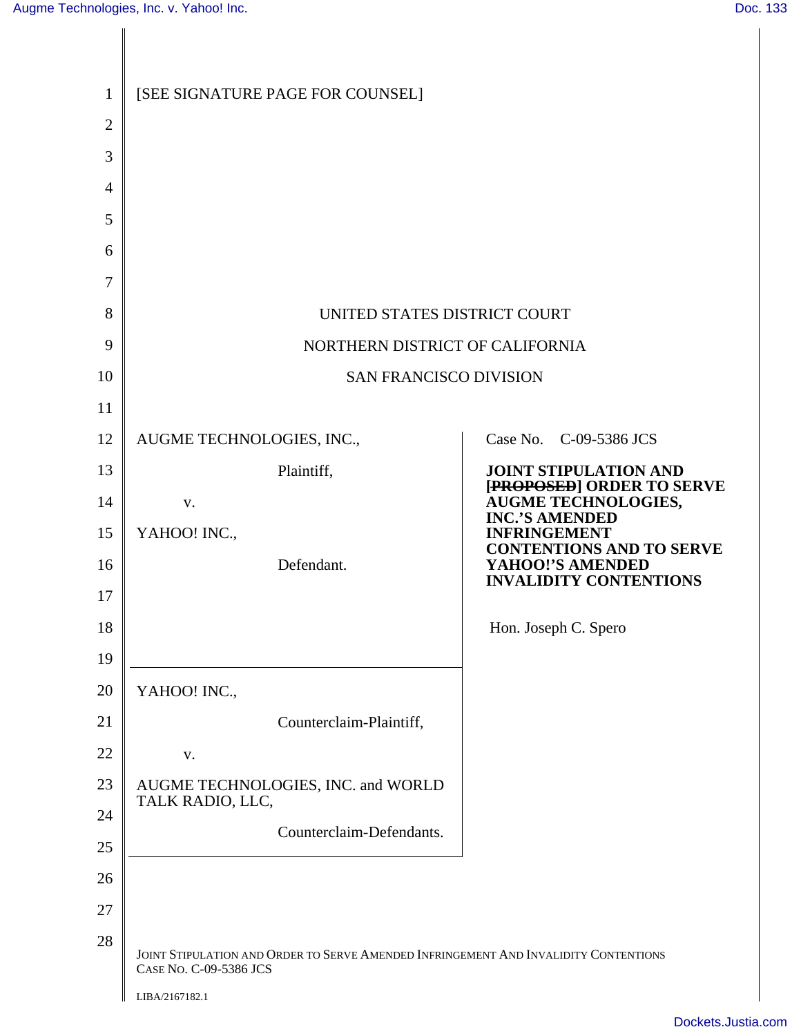[SEE SIGNATURE PAGE FOR COUNSEL]

UNITED STATES DISTRICT COURT

NORTHERN DISTRICT OF CALIFORNIA

SAN FRANCISCO DIVISION

| | |
|---|---|
| AUGME TECHNOLOGIES, INC., Plaintiff, v. YAHOO! INC., Defendant. | Case No. C-09-5386 JCS |
| | **JOINT STIPULATION AND [~~PROPOSED~~] ORDER TO SERVE AUGME TECHNOLOGIES, INC.'S AMENDED INFRINGEMENT CONTENTIONS AND TO SERVE YAHOO!'S AMENDED INVALIDITY CONTENTIONS** |
| | Hon. Joseph C. Spero |
| YAHOO! INC., Counterclaim-Plaintiff, v. AUGME TECHNOLOGIES, INC. and WORLD TALK RADIO, LLC, Counterclaim-Defendants. | |

JOINT STIPULATION AND ORDER TO SERVE AMENDED INFRINGEMENT AND INVALIDITY CONTENTIONS
CASE NO. C-09-5386 JCS

LIBA/2167182.1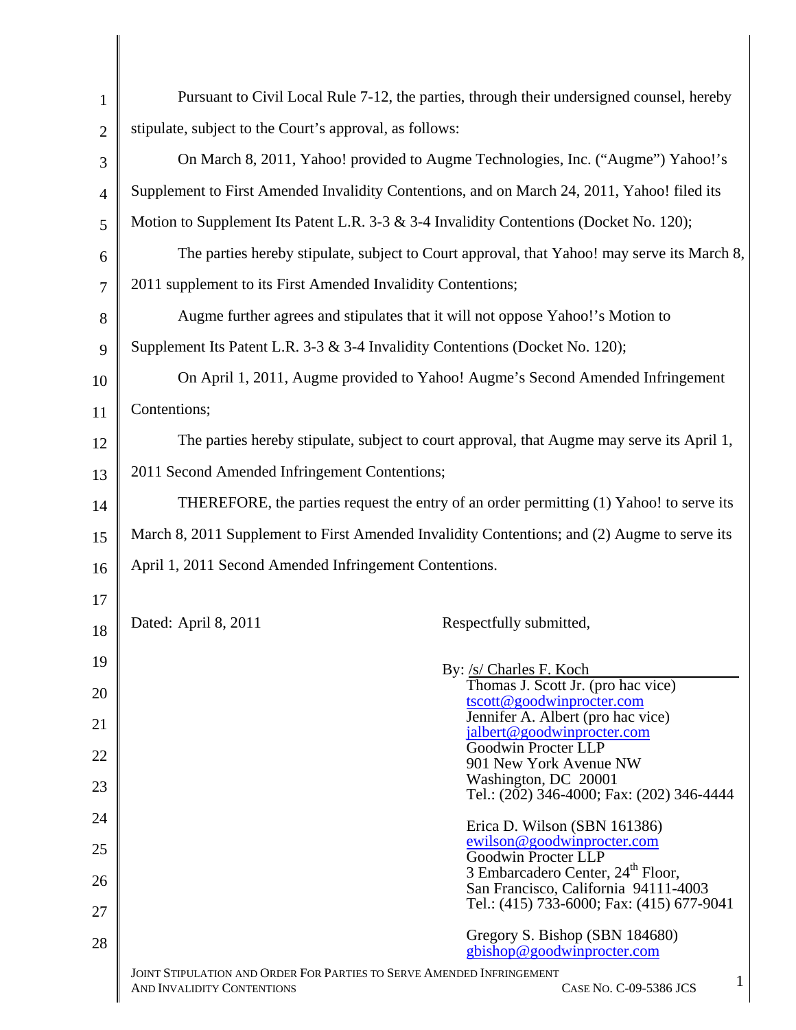Pursuant to Civil Local Rule 7-12, the parties, through their undersigned counsel, hereby stipulate, subject to the Court's approval, as follows:

On March 8, 2011, Yahoo! provided to Augme Technologies, Inc. ("Augme") Yahoo!'s Supplement to First Amended Invalidity Contentions, and on March 24, 2011, Yahoo! filed its Motion to Supplement Its Patent L.R. 3-3 & 3-4 Invalidity Contentions (Docket No. 120);

The parties hereby stipulate, subject to Court approval, that Yahoo! may serve its March 8, 2011 supplement to its First Amended Invalidity Contentions;

Augme further agrees and stipulates that it will not oppose Yahoo!'s Motion to Supplement Its Patent L.R. 3-3 & 3-4 Invalidity Contentions (Docket No. 120);

On April 1, 2011, Augme provided to Yahoo! Augme's Second Amended Infringement Contentions;

The parties hereby stipulate, subject to court approval, that Augme may serve its April 1, 2011 Second Amended Infringement Contentions;

THEREFORE, the parties request the entry of an order permitting (1) Yahoo! to serve its March 8, 2011 Supplement to First Amended Invalidity Contentions; and (2) Augme to serve its April 1, 2011 Second Amended Infringement Contentions.

Dated: April 8, 2011

Respectfully submitted,

By: /s/ Charles F. Koch

Thomas J. Scott Jr. (pro hac vice)
tscott@goodwinprocter.com
Jennifer A. Albert (pro hac vice)
jalbert@goodwinprocter.com
Goodwin Procter LLP
901 New York Avenue NW
Washington, DC 20001
Tel.: (202) 346-4000; Fax: (202) 346-4444

Erica D. Wilson (SBN 161386)
ewilson@goodwinprocter.com
Goodwin Procter LLP
3 Embarcadero Center, 24th Floor,
San Francisco, California 94111-4003
Tel.: (415) 733-6000; Fax: (415) 677-9041

Gregory S. Bishop (SBN 184680)
gbishop@goodwinprocter.com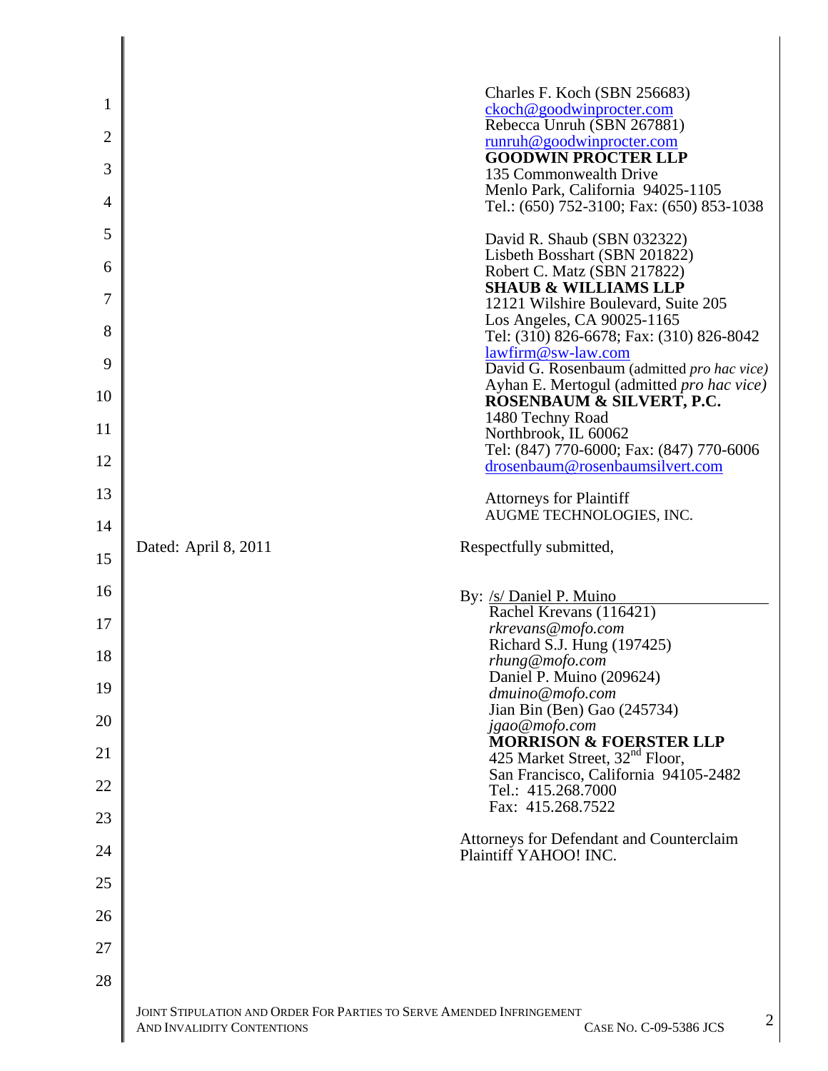Charles F. Koch (SBN 256683)
ckoch@goodwinprocter.com
Rebecca Unruh (SBN 267881)
runruh@goodwinprocter.com
**GOODWIN PROCTER LLP**
135 Commonwealth Drive
Menlo Park, California 94025-1105
Tel.: (650) 752-3100; Fax: (650) 853-1038

David R. Shaub (SBN 032322)
Lisbeth Bosshart (SBN 201822)
Robert C. Matz (SBN 217822)
**SHAUB & WILLIAMS LLP**
12121 Wilshire Boulevard, Suite 205
Los Angeles, CA 90025-1165
Tel: (310) 826-6678; Fax: (310) 826-8042
lawfirm@sw-law.com
David G. Rosenbaum (admitted *pro hac vice*)
Ayhan E. Mertogul (admitted *pro hac vice*)
**ROSENBAUM & SILVERT, P.C.**
1480 Techny Road
Northbrook, IL 60062
Tel: (847) 770-6000; Fax: (847) 770-6006
drosenbaum@rosenbaumsilvert.com

Attorneys for Plaintiff
AUGME TECHNOLOGIES, INC.

Dated: April 8, 2011

Respectfully submitted,

By: /s/ Daniel P. Muino
Rachel Krevans (116421)
*rkrevans@mofo.com*
Richard S.J. Hung (197425)
*rhung@mofo.com*
Daniel P. Muino (209624)
*dmuino@mofo.com*
Jian Bin (Ben) Gao (245734)
*jgao@mofo.com*
**MORRISON & FOERSTER LLP**
425 Market Street, 32nd Floor,
San Francisco, California 94105-2482
Tel.: 415.268.7000
Fax: 415.268.7522

Attorneys for Defendant and Counterclaim Plaintiff YAHOO! INC.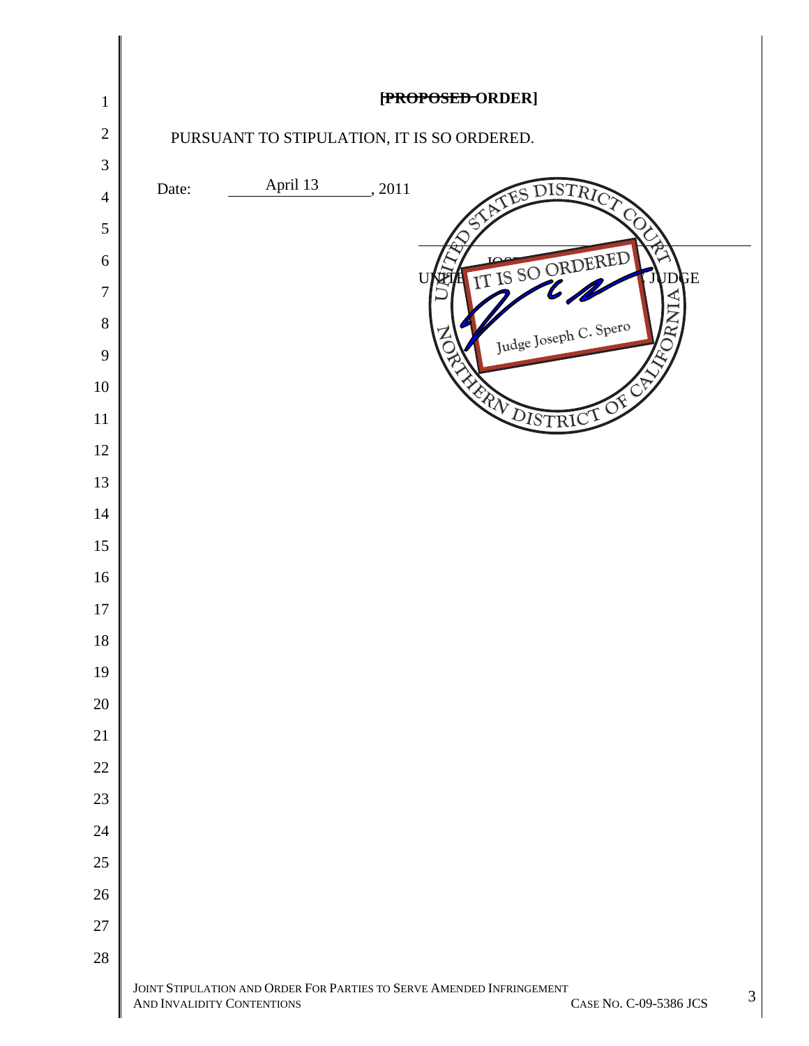**~~[PROPOSED~~ ORDER]**

PURSUANT TO STIPULATION, IT IS SO ORDERED.

Date: April 13, 2011

UNITED STATES DISTRICT COURT
NORTHERN DISTRICT OF CALIFORNIA

IT IS SO ORDERED

Judge Joseph C. Spero

JOSEPH C. SPERO
UNITED STATES MAGISTRATE JUDGE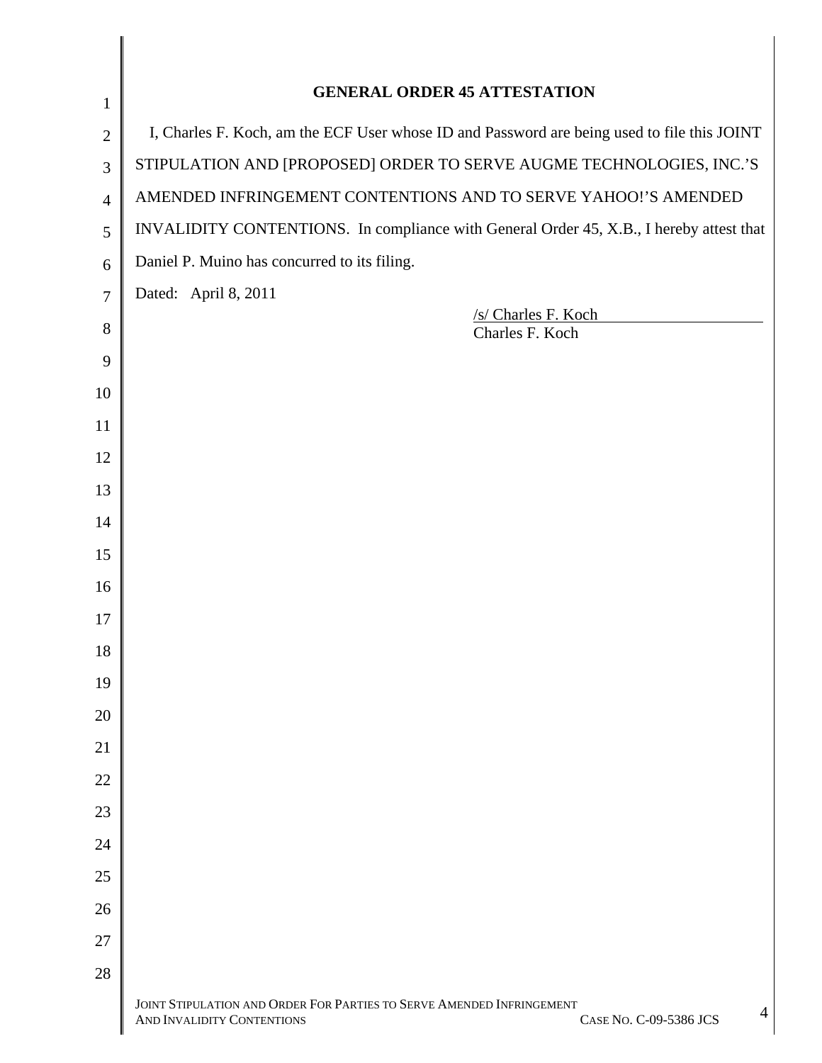## GENERAL ORDER 45 ATTESTATION

I, Charles F. Koch, am the ECF User whose ID and Password are being used to file this JOINT STIPULATION AND [PROPOSED] ORDER TO SERVE AUGME TECHNOLOGIES, INC.'S AMENDED INFRINGEMENT CONTENTIONS AND TO SERVE YAHOO!'S AMENDED INVALIDITY CONTENTIONS. In compliance with General Order 45, X.B., I hereby attest that Daniel P. Muino has concurred to its filing.

Dated: April 8, 2011

/s/ Charles F. Koch
Charles F. Koch